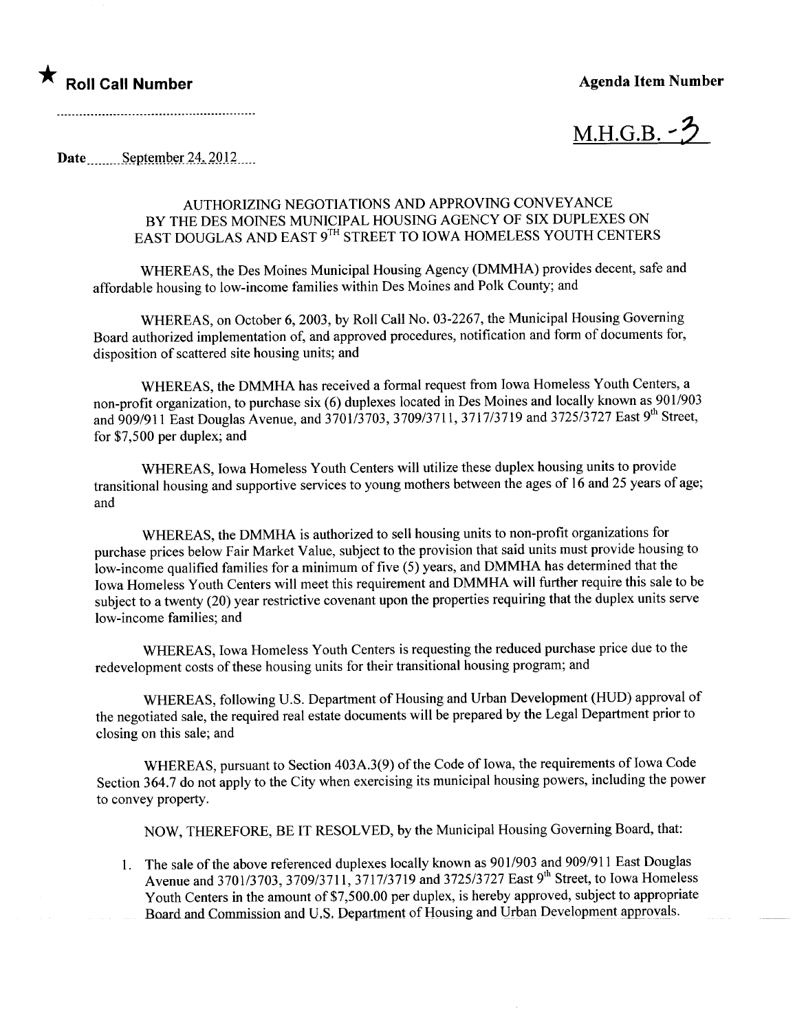★ **Roll Call Number**

..........................................................

**Agenda Item Number**

M.H.G.B. -3

**Date** September 24, 2012

### AUTHORIZING NEGOTIATIONS AND APPROVING CONVEYANCE BY THE DES MOINES MUNICIPAL HOUSING AGENCY OF SIX DUPLEXES ON EAST DOUGLAS AND EAST 9TH STREET TO IOWA HOMELESS YOUTH CENTERS

WHEREAS, the Des Moines Municipal Housing Agency (DMMHA) provides decent, safe and affordable housing to low-income families within Des Moines and Polk County; and

WHEREAS, on October 6, 2003, by Roll Call No. 03-2267, the Municipal Housing Governing Board authorized implementation of, and approved procedures, notification and form of documents for, disposition of scattered site housing units; and

WHEREAS, the DMMHA has received a formal request from Iowa Homeless Youth Centers, a non-profit organization, to purchase six (6) duplexes located in Des Moines and locally known as 901/903 and 909/911 East Douglas Avenue, and 3701/3703, 3709/3711, 3717/3719 and 3725/3727 East 9th Street, for $7,500 per duplex; and

WHEREAS, Iowa Homeless Youth Centers will utilize these duplex housing units to provide transitional housing and supportive services to young mothers between the ages of 16 and 25 years of age; and

WHEREAS, the DMMHA is authorized to sell housing units to non-profit organizations for purchase prices below Fair Market Value, subject to the provision that said units must provide housing to low-income qualified families for a minimum of five (5) years, and DMMHA has determined that the Iowa Homeless Youth Centers will meet this requirement and DMMHA will further require this sale to be subject to a twenty (20) year restrictive covenant upon the properties requiring that the duplex units serve low-income families; and

WHEREAS, Iowa Homeless Youth Centers is requesting the reduced purchase price due to the redevelopment costs of these housing units for their transitional housing program; and

WHEREAS, following U.S. Department of Housing and Urban Development (HUD) approval of the negotiated sale, the required real estate documents will be prepared by the Legal Department prior to closing on this sale; and

WHEREAS, pursuant to Section 403A.3(9) of the Code of Iowa, the requirements of Iowa Code Section 364.7 do not apply to the City when exercising its municipal housing powers, including the power to convey property.

NOW, THEREFORE, BE IT RESOLVED, by the Municipal Housing Governing Board, that:

1. The sale of the above referenced duplexes locally known as 901/903 and 909/911 East Douglas Avenue and 3701/3703, 3709/3711, 3717/3719 and 3725/3727 East 9th Street, to Iowa Homeless Youth Centers in the amount of $7,500.00 per duplex, is hereby approved, subject to appropriate Board and Commission and U.S. Department of Housing and Urban Development approvals.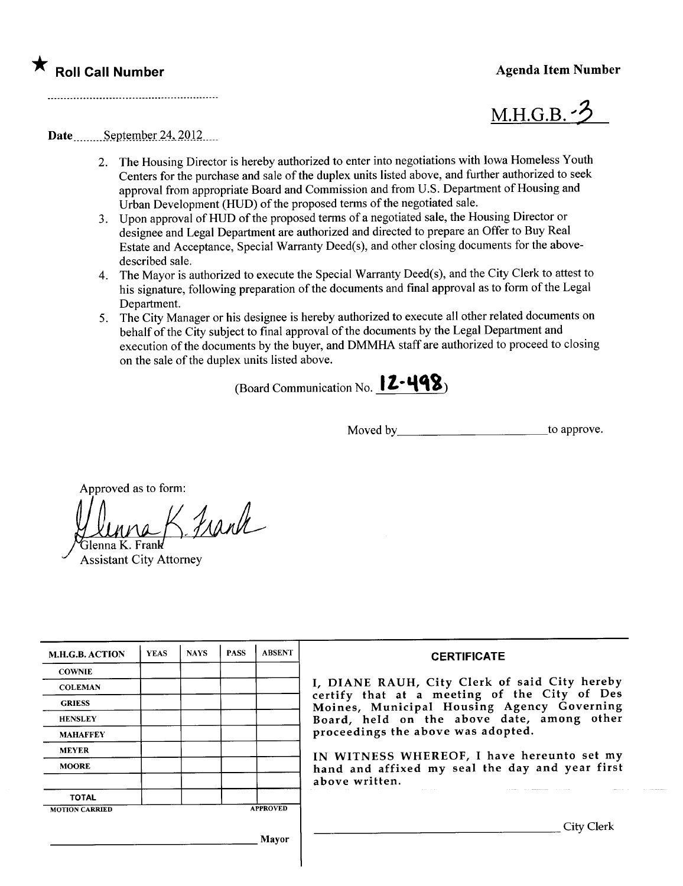★ **Roll Call Number**

..........................................................

**Agenda Item Number**

M.H.G.B.-3

Date........September 24, 2012.....

2. The Housing Director is hereby authorized to enter into negotiations with Iowa Homeless Youth Centers for the purchase and sale of the duplex units listed above, and further authorized to seek approval from appropriate Board and Commission and from U.S. Department of Housing and Urban Development (HUD) of the proposed terms of the negotiated sale.
3. Upon approval of HUD of the proposed terms of a negotiated sale, the Housing Director or designee and Legal Department are authorized and directed to prepare an Offer to Buy Real Estate and Acceptance, Special Warranty Deed(s), and other closing documents for the above-described sale.
4. The Mayor is authorized to execute the Special Warranty Deed(s), and the City Clerk to attest to his signature, following preparation of the documents and final approval as to form of the Legal Department.
5. The City Manager or his designee is hereby authorized to execute all other related documents on behalf of the City subject to final approval of the documents by the Legal Department and execution of the documents by the buyer, and DMMHA staff are authorized to proceed to closing on the sale of the duplex units listed above.

(Board Communication No. 12-498)

Moved by_______________________to approve.

Approved as to form:

Glenna K. Frank
Assistant City Attorney

| M.H.G.B. ACTION | YEAS | NAYS | PASS | ABSENT |
|---|---|---|---|---|
| COWNIE | | | | |
| COLEMAN | | | | |
| GRIESS | | | | |
| HENSLEY | | | | |
| MAHAFFEY | | | | |
| MEYER | | | | |
| MOORE | | | | |
| | | | | |
| TOTAL | | | | |

MOTION CARRIED APPROVED

_______________________________ Mayor

**CERTIFICATE**

I, DIANE RAUH, City Clerk of said City hereby certify that at a meeting of the City of Des Moines, Municipal Housing Agency Governing Board, held on the above date, among other proceedings the above was adopted.

IN WITNESS WHEREOF, I have hereunto set my hand and affixed my seal the day and year first above written.

_______________________________ City Clerk